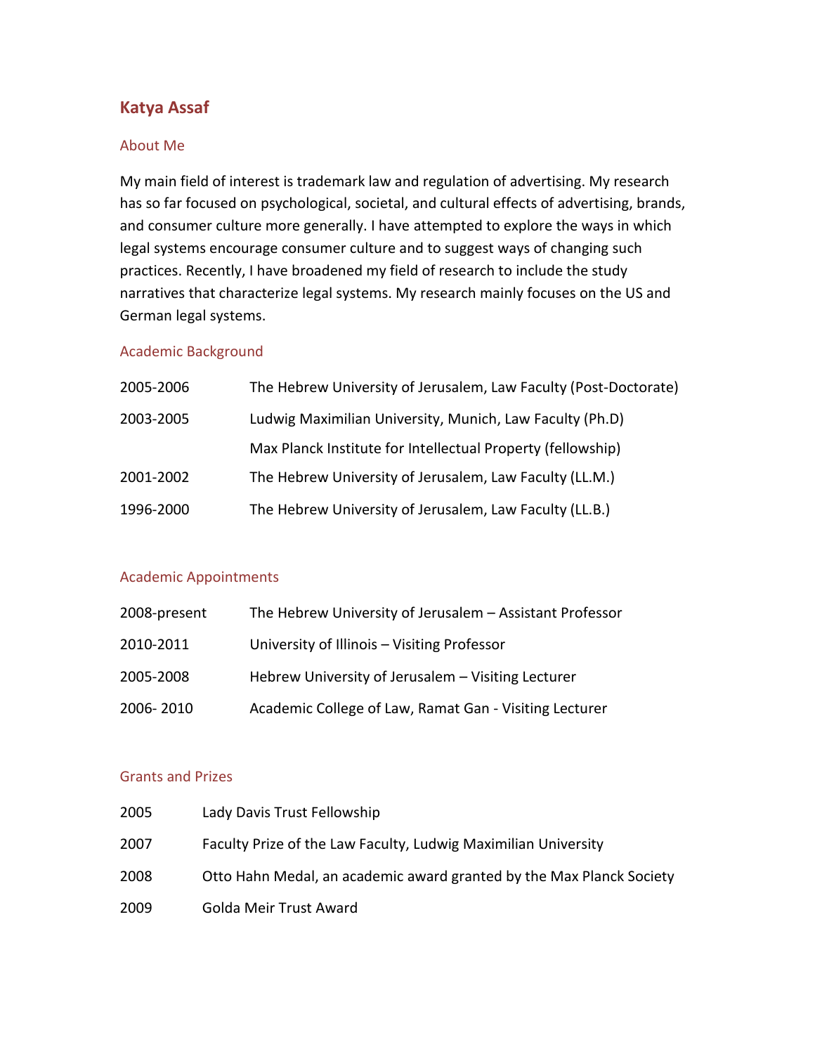# Katya Assaf

## About Me

My main field of interest is trademark law and regulation of advertising. My research has so far focused on psychological, societal, and cultural effects of advertising, brands, and consumer culture more generally. I have attempted to explore the ways in which legal systems encourage consumer culture and to suggest ways of changing such practices. Recently, I have broadened my field of research to include the study narratives that characterize legal systems. My research mainly focuses on the US and German legal systems.

## Academic Background

| | |
|---|---|
| 2005-2006 | The Hebrew University of Jerusalem, Law Faculty (Post-Doctorate) |
| 2003-2005 | Ludwig Maximilian University, Munich, Law Faculty (Ph.D) |
| | Max Planck Institute for Intellectual Property (fellowship) |
| 2001-2002 | The Hebrew University of Jerusalem, Law Faculty (LL.M.) |
| 1996-2000 | The Hebrew University of Jerusalem, Law Faculty (LL.B.) |

## Academic Appointments

| | |
|---|---|
| 2008-present | The Hebrew University of Jerusalem – Assistant Professor |
| 2010-2011 | University of Illinois – Visiting Professor |
| 2005-2008 | Hebrew University of Jerusalem – Visiting Lecturer |
| 2006- 2010 | Academic College of Law, Ramat Gan - Visiting Lecturer |

## Grants and Prizes

| | |
|---|---|
| 2005 | Lady Davis Trust Fellowship |
| 2007 | Faculty Prize of the Law Faculty, Ludwig Maximilian University |
| 2008 | Otto Hahn Medal, an academic award granted by the Max Planck Society |
| 2009 | Golda Meir Trust Award |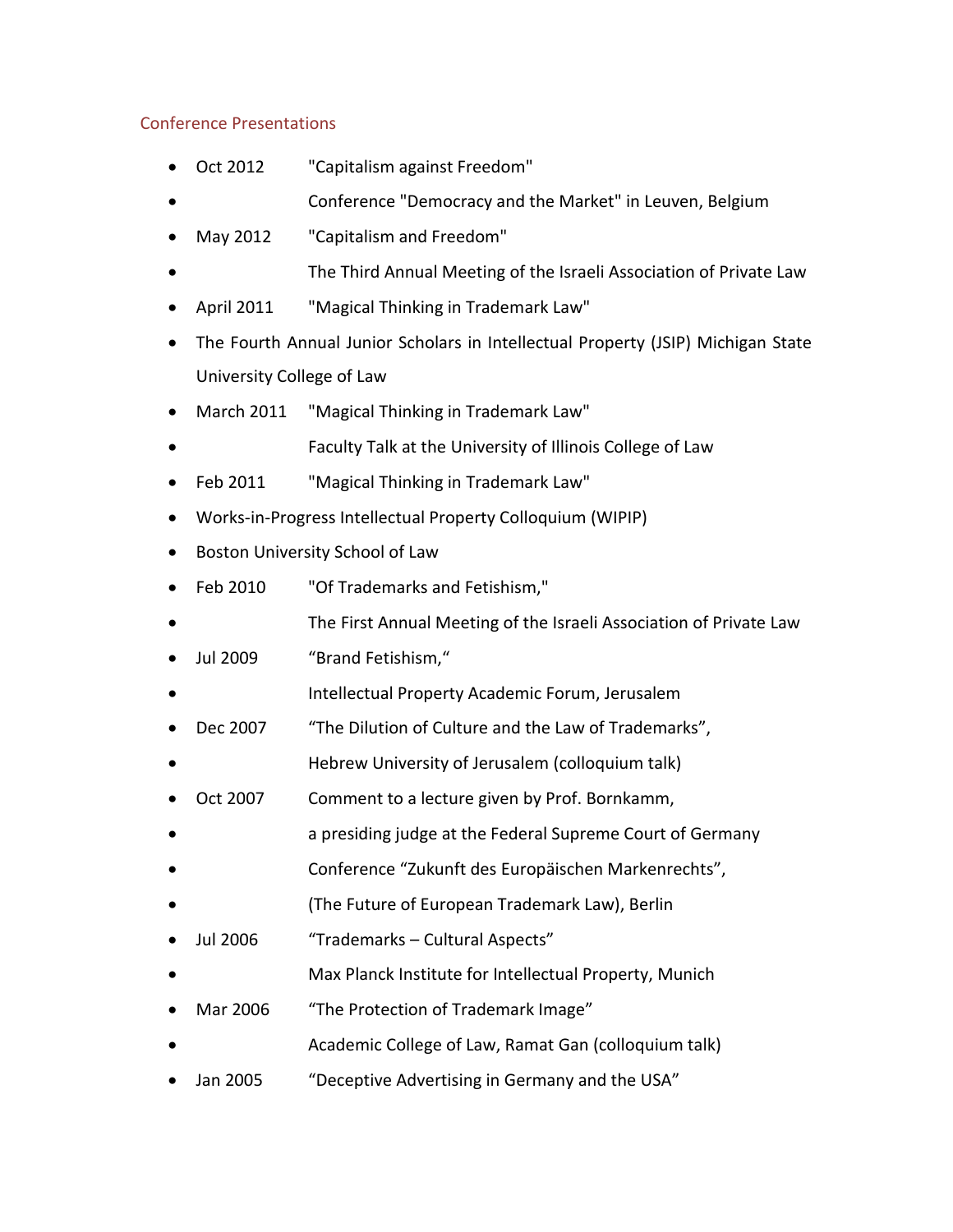## Conference Presentations

- Oct 2012 "Capitalism against Freedom"
- Conference "Democracy and the Market" in Leuven, Belgium
- May 2012 "Capitalism and Freedom"
- The Third Annual Meeting of the Israeli Association of Private Law
- April 2011 "Magical Thinking in Trademark Law"
- The Fourth Annual Junior Scholars in Intellectual Property (JSIP) Michigan State University College of Law
- March 2011 "Magical Thinking in Trademark Law"
- Faculty Talk at the University of Illinois College of Law
- Feb 2011 "Magical Thinking in Trademark Law"
- Works-in-Progress Intellectual Property Colloquium (WIPIP)
- Boston University School of Law
- Feb 2010 "Of Trademarks and Fetishism,"
- The First Annual Meeting of the Israeli Association of Private Law
- Jul 2009 "Brand Fetishism,"
- Intellectual Property Academic Forum, Jerusalem
- Dec 2007 "The Dilution of Culture and the Law of Trademarks",
- Hebrew University of Jerusalem (colloquium talk)
- Oct 2007 Comment to a lecture given by Prof. Bornkamm,
- a presiding judge at the Federal Supreme Court of Germany
- Conference "Zukunft des Europäischen Markenrechts",
- (The Future of European Trademark Law), Berlin
- Jul 2006 "Trademarks – Cultural Aspects"
- Max Planck Institute for Intellectual Property, Munich
- Mar 2006 "The Protection of Trademark Image"
- Academic College of Law, Ramat Gan (colloquium talk)
- Jan 2005 "Deceptive Advertising in Germany and the USA"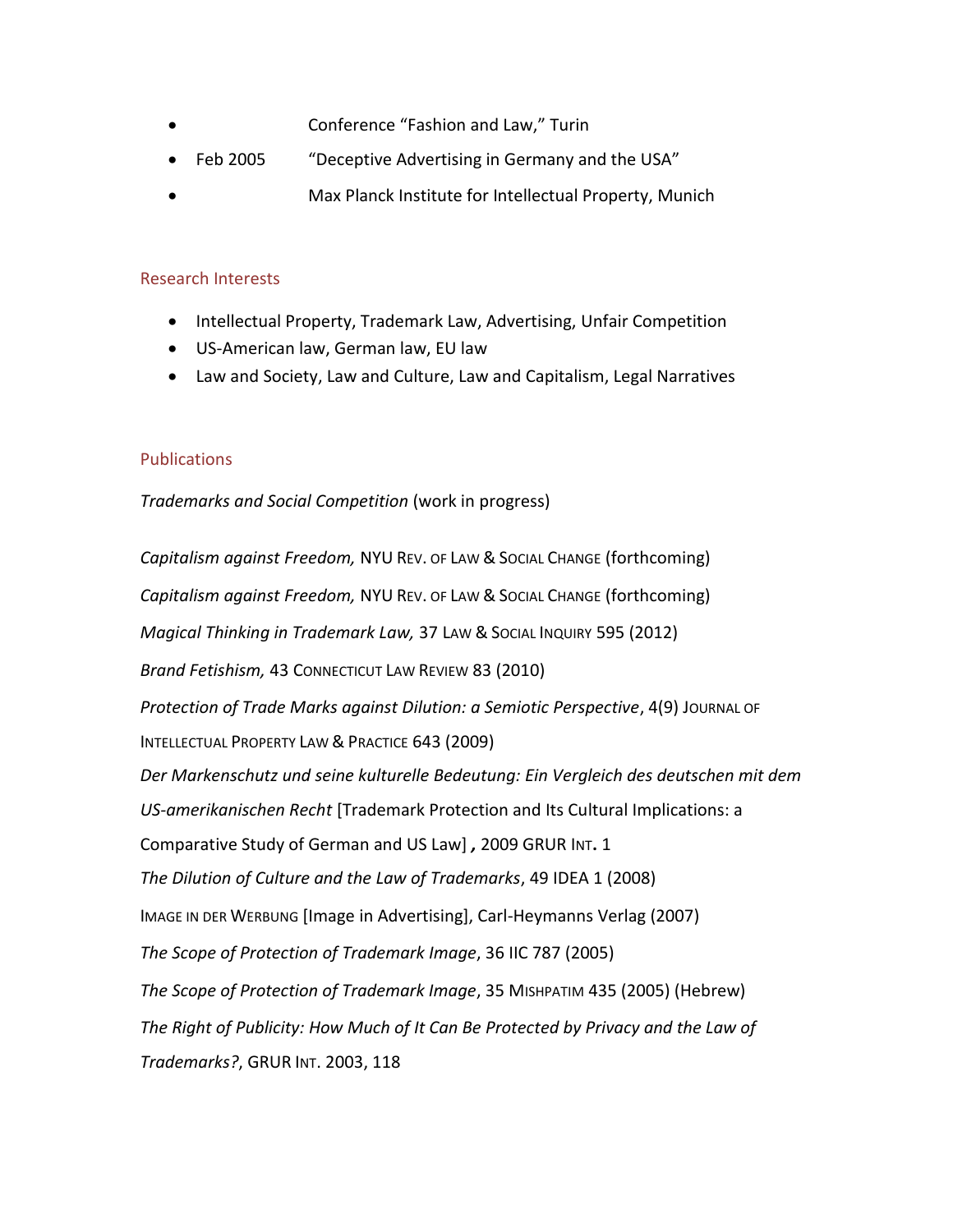- Conference "Fashion and Law," Turin
- Feb 2005 "Deceptive Advertising in Germany and the USA"
- Max Planck Institute for Intellectual Property, Munich

## Research Interests

- Intellectual Property, Trademark Law, Advertising, Unfair Competition
- US-American law, German law, EU law
- Law and Society, Law and Culture, Law and Capitalism, Legal Narratives

## Publications

*Trademarks and Social Competition* (work in progress)

*Capitalism against Freedom,* NYU REV. OF LAW & SOCIAL CHANGE (forthcoming)

*Capitalism against Freedom,* NYU REV. OF LAW & SOCIAL CHANGE (forthcoming)

*Magical Thinking in Trademark Law,* 37 LAW & SOCIAL INQUIRY 595 (2012)

*Brand Fetishism,* 43 CONNECTICUT LAW REVIEW 83 (2010)

*Protection of Trade Marks against Dilution: a Semiotic Perspective*, 4(9) JOURNAL OF INTELLECTUAL PROPERTY LAW & PRACTICE 643 (2009)

*Der Markenschutz und seine kulturelle Bedeutung: Ein Vergleich des deutschen mit dem US-amerikanischen Recht* [Trademark Protection and Its Cultural Implications: a Comparative Study of German and US Law] , 2009 GRUR INT. 1

*The Dilution of Culture and the Law of Trademarks*, 49 IDEA 1 (2008)

IMAGE IN DER WERBUNG [Image in Advertising], Carl-Heymanns Verlag (2007)

*The Scope of Protection of Trademark Image*, 36 IIC 787 (2005)

*The Scope of Protection of Trademark Image*, 35 MISHPATIM 435 (2005) (Hebrew)

*The Right of Publicity: How Much of It Can Be Protected by Privacy and the Law of Trademarks?*, GRUR INT. 2003, 118